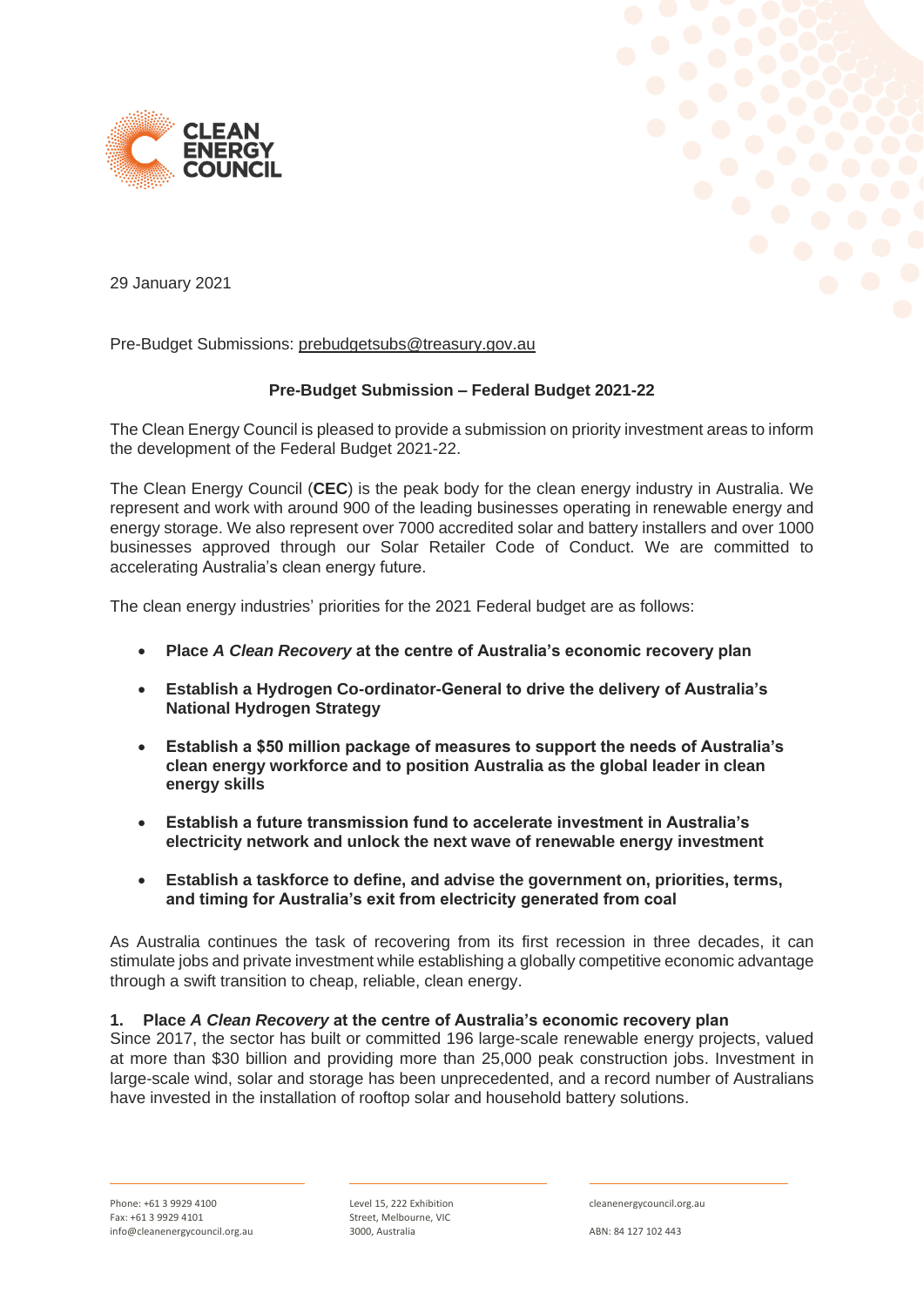29 January 2021

Pre-Budget Submissions: prebudgetsubs@treasury.gov.au

**Pre-Budget Submission – Federal Budget 2021-22**

The Clean Energy Council is pleased to provide a submission on priority investment areas to inform the development of the Federal Budget 2021-22.

The Clean Energy Council (**CEC**) is the peak body for the clean energy industry in Australia. We represent and work with around 900 of the leading businesses operating in renewable energy and energy storage. We also represent over 7000 accredited solar and battery installers and over 1000 businesses approved through our Solar Retailer Code of Conduct. We are committed to accelerating Australia's clean energy future.

The clean energy industries' priorities for the 2021 Federal budget are as follows:

- **Place *A Clean Recovery* at the centre of Australia's economic recovery plan**
- **Establish a Hydrogen Co-ordinator-General to drive the delivery of Australia's National Hydrogen Strategy**
- **Establish a $50 million package of measures to support the needs of Australia's clean energy workforce and to position Australia as the global leader in clean energy skills**
- **Establish a future transmission fund to accelerate investment in Australia's electricity network and unlock the next wave of renewable energy investment**
- **Establish a taskforce to define, and advise the government on, priorities, terms, and timing for Australia's exit from electricity generated from coal**

As Australia continues the task of recovering from its first recession in three decades, it can stimulate jobs and private investment while establishing a globally competitive economic advantage through a swift transition to cheap, reliable, clean energy.

### 1. Place *A Clean Recovery* at the centre of Australia's economic recovery plan

Since 2017, the sector has built or committed 196 large-scale renewable energy projects, valued at more than $30 billion and providing more than 25,000 peak construction jobs. Investment in large-scale wind, solar and storage has been unprecedented, and a record number of Australians have invested in the installation of rooftop solar and household battery solutions.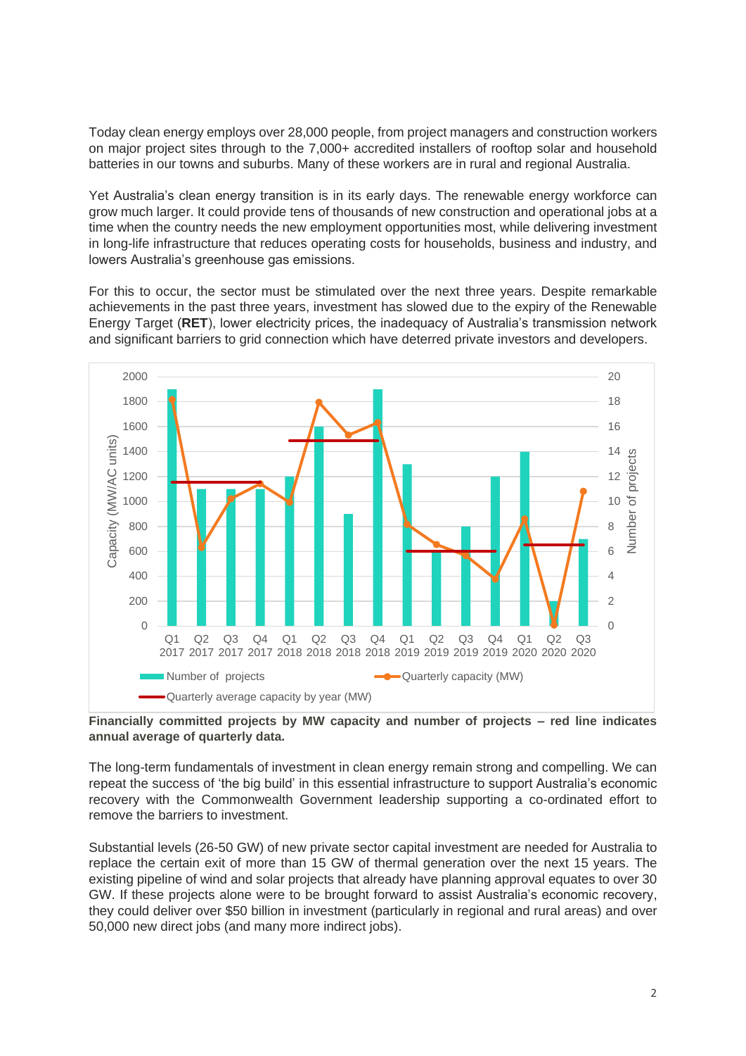Today clean energy employs over 28,000 people, from project managers and construction workers on major project sites through to the 7,000+ accredited installers of rooftop solar and household batteries in our towns and suburbs. Many of these workers are in rural and regional Australia.

Yet Australia's clean energy transition is in its early days. The renewable energy workforce can grow much larger. It could provide tens of thousands of new construction and operational jobs at a time when the country needs the new employment opportunities most, while delivering investment in long-life infrastructure that reduces operating costs for households, business and industry, and lowers Australia's greenhouse gas emissions.

For this to occur, the sector must be stimulated over the next three years. Despite remarkable achievements in the past three years, investment has slowed due to the expiry of the Renewable Energy Target (**RET**), lower electricity prices, the inadequacy of Australia's transmission network and significant barriers to grid connection which have deterred private investors and developers.

**Financially committed projects by MW capacity and number of projects – red line indicates annual average of quarterly data.**

The long-term fundamentals of investment in clean energy remain strong and compelling. We can repeat the success of 'the big build' in this essential infrastructure to support Australia's economic recovery with the Commonwealth Government leadership supporting a co-ordinated effort to remove the barriers to investment.

Substantial levels (26-50 GW) of new private sector capital investment are needed for Australia to replace the certain exit of more than 15 GW of thermal generation over the next 15 years. The existing pipeline of wind and solar projects that already have planning approval equates to over 30 GW. If these projects alone were to be brought forward to assist Australia's economic recovery, they could deliver over $50 billion in investment (particularly in regional and rural areas) and over 50,000 new direct jobs (and many more indirect jobs).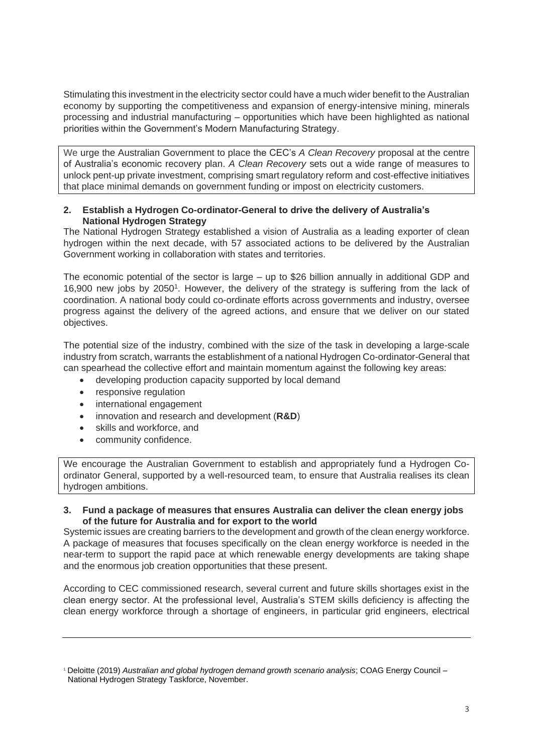Stimulating this investment in the electricity sector could have a much wider benefit to the Australian economy by supporting the competitiveness and expansion of energy-intensive mining, minerals processing and industrial manufacturing – opportunities which have been highlighted as national priorities within the Government's Modern Manufacturing Strategy.

We urge the Australian Government to place the CEC's *A Clean Recovery* proposal at the centre of Australia's economic recovery plan. *A Clean Recovery* sets out a wide range of measures to unlock pent-up private investment, comprising smart regulatory reform and cost-effective initiatives that place minimal demands on government funding or impost on electricity customers.

**2. Establish a Hydrogen Co-ordinator-General to drive the delivery of Australia's National Hydrogen Strategy**

The National Hydrogen Strategy established a vision of Australia as a leading exporter of clean hydrogen within the next decade, with 57 associated actions to be delivered by the Australian Government working in collaboration with states and territories.

The economic potential of the sector is large – up to $26 billion annually in additional GDP and 16,900 new jobs by 2050[1]. However, the delivery of the strategy is suffering from the lack of coordination. A national body could co-ordinate efforts across governments and industry, oversee progress against the delivery of the agreed actions, and ensure that we deliver on our stated objectives.

The potential size of the industry, combined with the size of the task in developing a large-scale industry from scratch, warrants the establishment of a national Hydrogen Co-ordinator-General that can spearhead the collective effort and maintain momentum against the following key areas:

- developing production capacity supported by local demand
- responsive regulation
- international engagement
- innovation and research and development (**R&D**)
- skills and workforce, and
- community confidence.

We encourage the Australian Government to establish and appropriately fund a Hydrogen Co-ordinator General, supported by a well-resourced team, to ensure that Australia realises its clean hydrogen ambitions.

**3. Fund a package of measures that ensures Australia can deliver the clean energy jobs of the future for Australia and for export to the world**

Systemic issues are creating barriers to the development and growth of the clean energy workforce. A package of measures that focuses specifically on the clean energy workforce is needed in the near-term to support the rapid pace at which renewable energy developments are taking shape and the enormous job creation opportunities that these present.

According to CEC commissioned research, several current and future skills shortages exist in the clean energy sector. At the professional level, Australia's STEM skills deficiency is affecting the clean energy workforce through a shortage of engineers, in particular grid engineers, electrical

---

[1] Deloitte (2019) *Australian and global hydrogen demand growth scenario analysis*; COAG Energy Council – National Hydrogen Strategy Taskforce, November.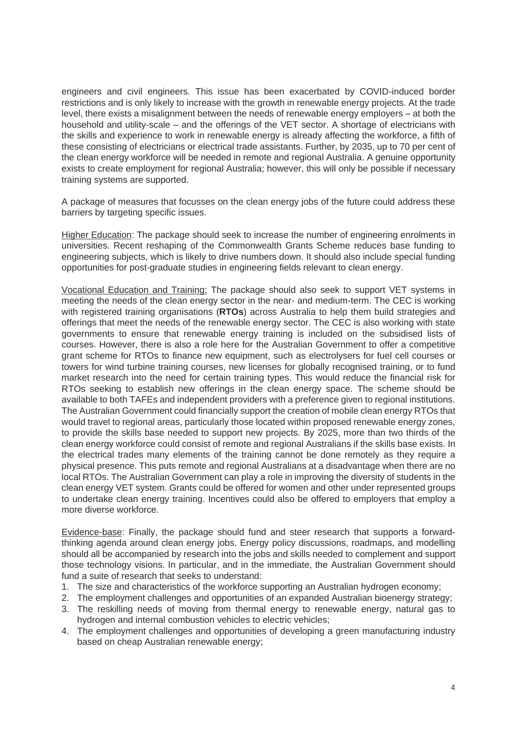engineers and civil engineers. This issue has been exacerbated by COVID-induced border restrictions and is only likely to increase with the growth in renewable energy projects. At the trade level, there exists a misalignment between the needs of renewable energy employers – at both the household and utility-scale – and the offerings of the VET sector. A shortage of electricians with the skills and experience to work in renewable energy is already affecting the workforce, a fifth of these consisting of electricians or electrical trade assistants. Further, by 2035, up to 70 per cent of the clean energy workforce will be needed in remote and regional Australia. A genuine opportunity exists to create employment for regional Australia; however, this will only be possible if necessary training systems are supported.

A package of measures that focusses on the clean energy jobs of the future could address these barriers by targeting specific issues.

<u>Higher Education</u>: The package should seek to increase the number of engineering enrolments in universities. Recent reshaping of the Commonwealth Grants Scheme reduces base funding to engineering subjects, which is likely to drive numbers down. It should also include special funding opportunities for post-graduate studies in engineering fields relevant to clean energy.

<u>Vocational Education and Training:</u> The package should also seek to support VET systems in meeting the needs of the clean energy sector in the near- and medium-term. The CEC is working with registered training organisations (**RTOs**) across Australia to help them build strategies and offerings that meet the needs of the renewable energy sector. The CEC is also working with state governments to ensure that renewable energy training is included on the subsidised lists of courses. However, there is also a role here for the Australian Government to offer a competitive grant scheme for RTOs to finance new equipment, such as electrolysers for fuel cell courses or towers for wind turbine training courses, new licenses for globally recognised training, or to fund market research into the need for certain training types. This would reduce the financial risk for RTOs seeking to establish new offerings in the clean energy space. The scheme should be available to both TAFEs and independent providers with a preference given to regional institutions. The Australian Government could financially support the creation of mobile clean energy RTOs that would travel to regional areas, particularly those located within proposed renewable energy zones, to provide the skills base needed to support new projects. By 2025, more than two thirds of the clean energy workforce could consist of remote and regional Australians if the skills base exists. In the electrical trades many elements of the training cannot be done remotely as they require a physical presence. This puts remote and regional Australians at a disadvantage when there are no local RTOs. The Australian Government can play a role in improving the diversity of students in the clean energy VET system. Grants could be offered for women and other under represented groups to undertake clean energy training. Incentives could also be offered to employers that employ a more diverse workforce.

<u>Evidence-base</u>: Finally, the package should fund and steer research that supports a forward-thinking agenda around clean energy jobs. Energy policy discussions, roadmaps, and modelling should all be accompanied by research into the jobs and skills needed to complement and support those technology visions. In particular, and in the immediate, the Australian Government should fund a suite of research that seeks to understand:

1. The size and characteristics of the workforce supporting an Australian hydrogen economy;
2. The employment challenges and opportunities of an expanded Australian bioenergy strategy;
3. The reskilling needs of moving from thermal energy to renewable energy, natural gas to hydrogen and internal combustion vehicles to electric vehicles;
4. The employment challenges and opportunities of developing a green manufacturing industry based on cheap Australian renewable energy;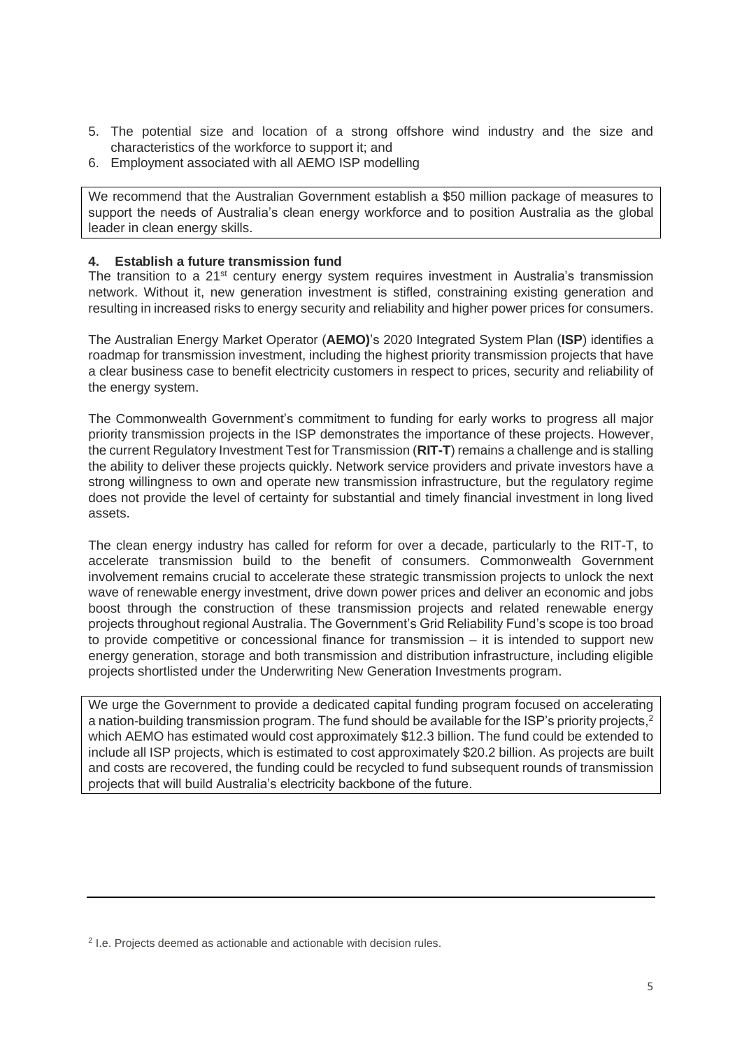5. The potential size and location of a strong offshore wind industry and the size and characteristics of the workforce to support it; and
6. Employment associated with all AEMO ISP modelling

We recommend that the Australian Government establish a $50 million package of measures to support the needs of Australia's clean energy workforce and to position Australia as the global leader in clean energy skills.

### 4. Establish a future transmission fund

The transition to a 21st century energy system requires investment in Australia's transmission network. Without it, new generation investment is stifled, constraining existing generation and resulting in increased risks to energy security and reliability and higher power prices for consumers.

The Australian Energy Market Operator (**AEMO)**'s 2020 Integrated System Plan (**ISP**) identifies a roadmap for transmission investment, including the highest priority transmission projects that have a clear business case to benefit electricity customers in respect to prices, security and reliability of the energy system.

The Commonwealth Government's commitment to funding for early works to progress all major priority transmission projects in the ISP demonstrates the importance of these projects. However, the current Regulatory Investment Test for Transmission (**RIT-T**) remains a challenge and is stalling the ability to deliver these projects quickly. Network service providers and private investors have a strong willingness to own and operate new transmission infrastructure, but the regulatory regime does not provide the level of certainty for substantial and timely financial investment in long lived assets.

The clean energy industry has called for reform for over a decade, particularly to the RIT-T, to accelerate transmission build to the benefit of consumers. Commonwealth Government involvement remains crucial to accelerate these strategic transmission projects to unlock the next wave of renewable energy investment, drive down power prices and deliver an economic and jobs boost through the construction of these transmission projects and related renewable energy projects throughout regional Australia. The Government's Grid Reliability Fund's scope is too broad to provide competitive or concessional finance for transmission – it is intended to support new energy generation, storage and both transmission and distribution infrastructure, including eligible projects shortlisted under the Underwriting New Generation Investments program.

We urge the Government to provide a dedicated capital funding program focused on accelerating a nation-building transmission program. The fund should be available for the ISP's priority projects,[2] which AEMO has estimated would cost approximately $12.3 billion. The fund could be extended to include all ISP projects, which is estimated to cost approximately $20.2 billion. As projects are built and costs are recovered, the funding could be recycled to fund subsequent rounds of transmission projects that will build Australia's electricity backbone of the future.

---

[2] I.e. Projects deemed as actionable and actionable with decision rules.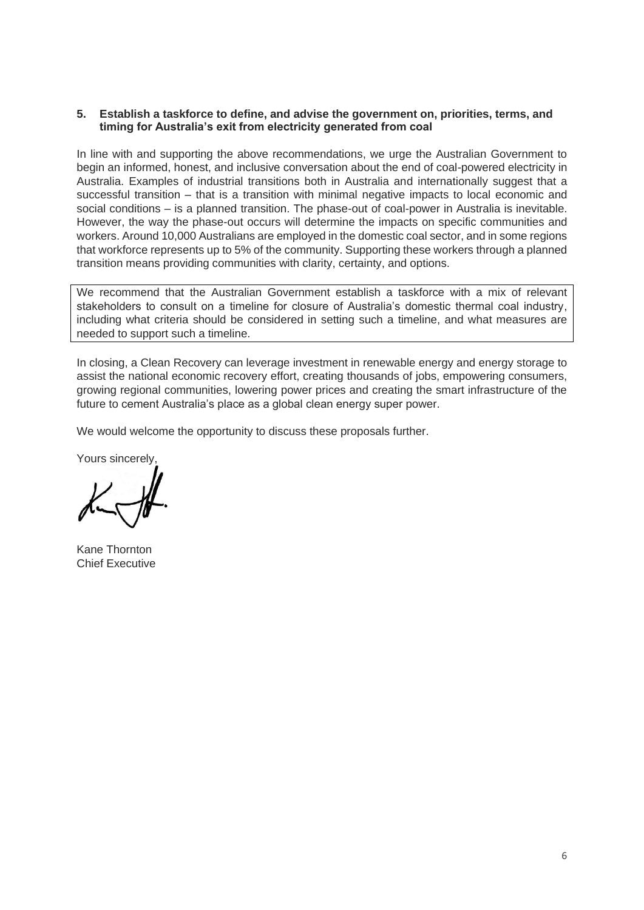**5. Establish a taskforce to define, and advise the government on, priorities, terms, and timing for Australia's exit from electricity generated from coal**

In line with and supporting the above recommendations, we urge the Australian Government to begin an informed, honest, and inclusive conversation about the end of coal-powered electricity in Australia. Examples of industrial transitions both in Australia and internationally suggest that a successful transition – that is a transition with minimal negative impacts to local economic and social conditions – is a planned transition. The phase-out of coal-power in Australia is inevitable. However, the way the phase-out occurs will determine the impacts on specific communities and workers. Around 10,000 Australians are employed in the domestic coal sector, and in some regions that workforce represents up to 5% of the community. Supporting these workers through a planned transition means providing communities with clarity, certainty, and options.

We recommend that the Australian Government establish a taskforce with a mix of relevant stakeholders to consult on a timeline for closure of Australia's domestic thermal coal industry, including what criteria should be considered in setting such a timeline, and what measures are needed to support such a timeline.

In closing, a Clean Recovery can leverage investment in renewable energy and energy storage to assist the national economic recovery effort, creating thousands of jobs, empowering consumers, growing regional communities, lowering power prices and creating the smart infrastructure of the future to cement Australia's place as a global clean energy super power.

We would welcome the opportunity to discuss these proposals further.

Yours sincerely,

Kane Thornton
Chief Executive